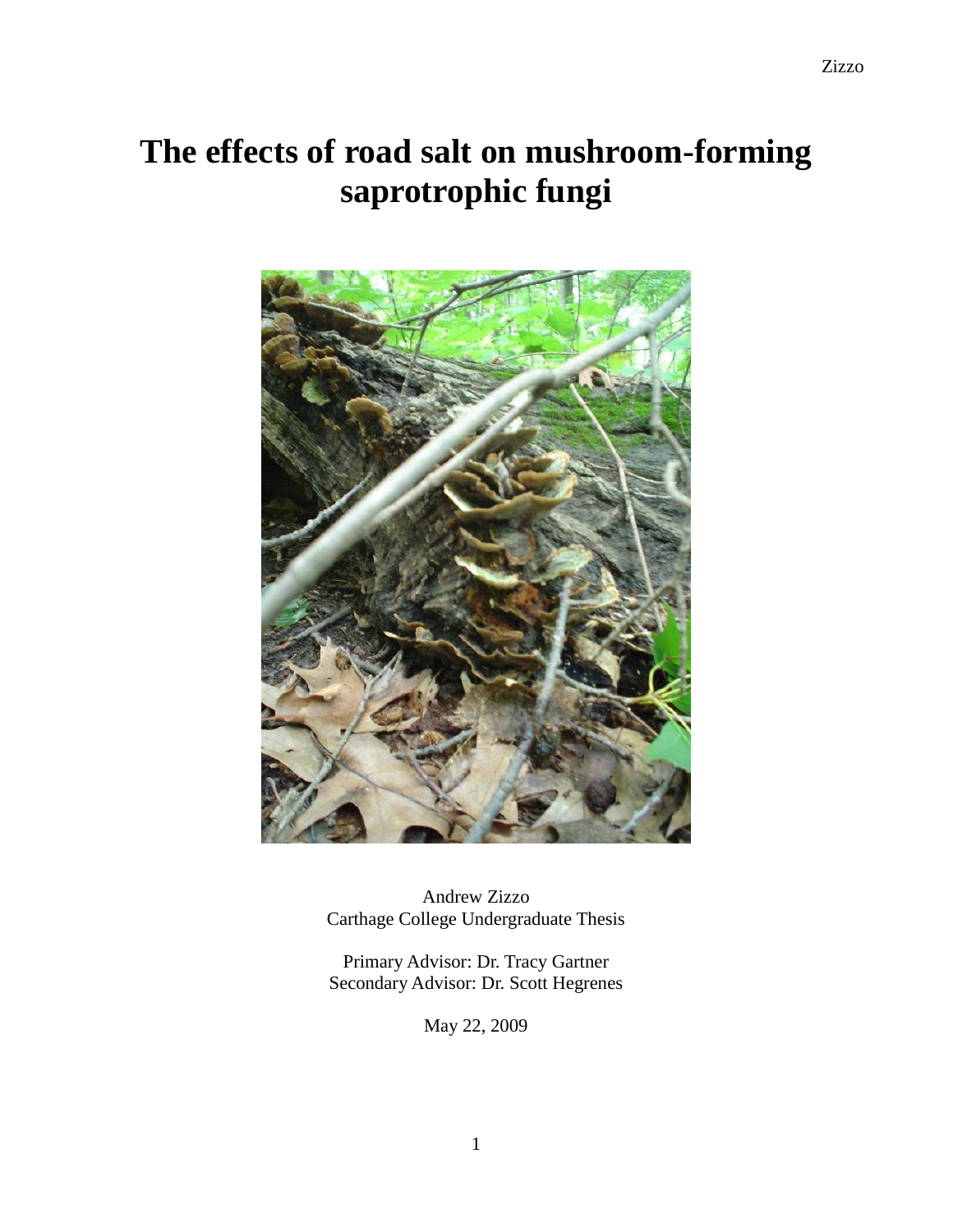# The effects of road salt on mushroom-forming saprotrophic fungi

Andrew Zizzo
Carthage College Undergraduate Thesis

Primary Advisor: Dr. Tracy Gartner
Secondary Advisor: Dr. Scott Hegrenes

May 22, 2009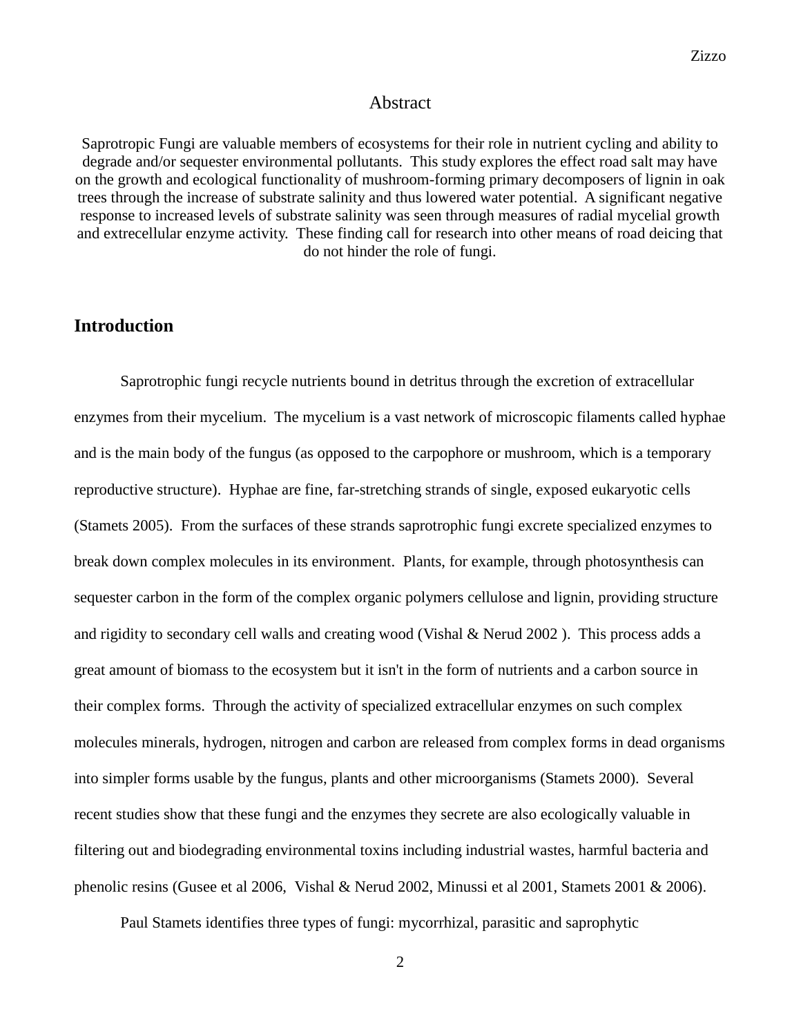## Abstract

Saprotropic Fungi are valuable members of ecosystems for their role in nutrient cycling and ability to degrade and/or sequester environmental pollutants. This study explores the effect road salt may have on the growth and ecological functionality of mushroom-forming primary decomposers of lignin in oak trees through the increase of substrate salinity and thus lowered water potential. A significant negative response to increased levels of substrate salinity was seen through measures of radial mycelial growth and extrecellular enzyme activity. These finding call for research into other means of road deicing that do not hinder the role of fungi.

## Introduction

Saprotrophic fungi recycle nutrients bound in detritus through the excretion of extracellular enzymes from their mycelium. The mycelium is a vast network of microscopic filaments called hyphae and is the main body of the fungus (as opposed to the carpophore or mushroom, which is a temporary reproductive structure). Hyphae are fine, far-stretching strands of single, exposed eukaryotic cells (Stamets 2005). From the surfaces of these strands saprotrophic fungi excrete specialized enzymes to break down complex molecules in its environment. Plants, for example, through photosynthesis can sequester carbon in the form of the complex organic polymers cellulose and lignin, providing structure and rigidity to secondary cell walls and creating wood (Vishal & Nerud 2002 ). This process adds a great amount of biomass to the ecosystem but it isn't in the form of nutrients and a carbon source in their complex forms. Through the activity of specialized extracellular enzymes on such complex molecules minerals, hydrogen, nitrogen and carbon are released from complex forms in dead organisms into simpler forms usable by the fungus, plants and other microorganisms (Stamets 2000). Several recent studies show that these fungi and the enzymes they secrete are also ecologically valuable in filtering out and biodegrading environmental toxins including industrial wastes, harmful bacteria and phenolic resins (Gusee et al 2006, Vishal & Nerud 2002, Minussi et al 2001, Stamets 2001 & 2006).

Paul Stamets identifies three types of fungi: mycorrhizal, parasitic and saprophytic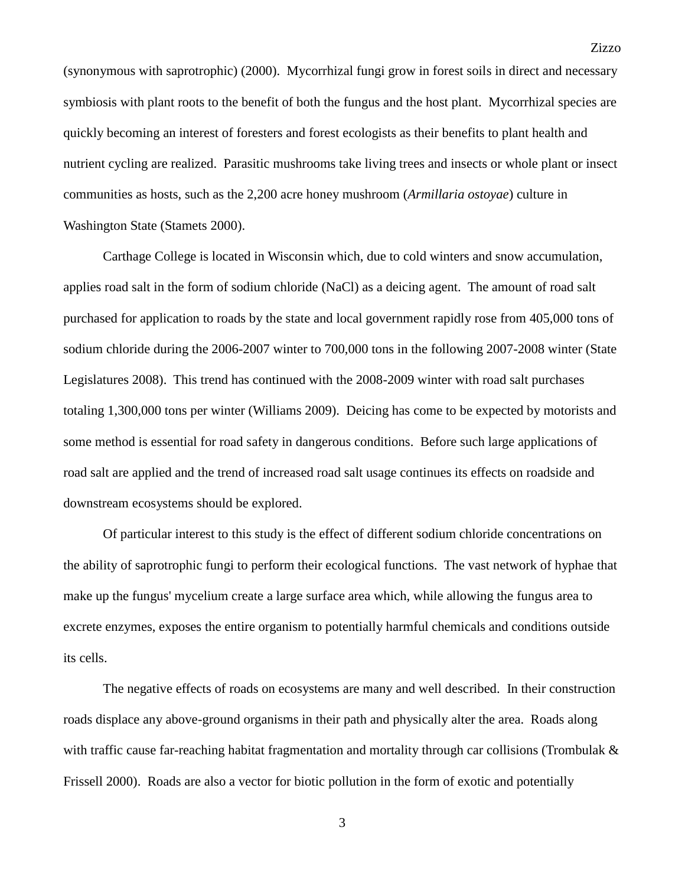(synonymous with saprotrophic) (2000). Mycorrhizal fungi grow in forest soils in direct and necessary symbiosis with plant roots to the benefit of both the fungus and the host plant. Mycorrhizal species are quickly becoming an interest of foresters and forest ecologists as their benefits to plant health and nutrient cycling are realized. Parasitic mushrooms take living trees and insects or whole plant or insect communities as hosts, such as the 2,200 acre honey mushroom (*Armillaria ostoyae*) culture in Washington State (Stamets 2000).

Carthage College is located in Wisconsin which, due to cold winters and snow accumulation, applies road salt in the form of sodium chloride (NaCl) as a deicing agent. The amount of road salt purchased for application to roads by the state and local government rapidly rose from 405,000 tons of sodium chloride during the 2006-2007 winter to 700,000 tons in the following 2007-2008 winter (State Legislatures 2008). This trend has continued with the 2008-2009 winter with road salt purchases totaling 1,300,000 tons per winter (Williams 2009). Deicing has come to be expected by motorists and some method is essential for road safety in dangerous conditions. Before such large applications of road salt are applied and the trend of increased road salt usage continues its effects on roadside and downstream ecosystems should be explored.

Of particular interest to this study is the effect of different sodium chloride concentrations on the ability of saprotrophic fungi to perform their ecological functions. The vast network of hyphae that make up the fungus' mycelium create a large surface area which, while allowing the fungus area to excrete enzymes, exposes the entire organism to potentially harmful chemicals and conditions outside its cells.

The negative effects of roads on ecosystems are many and well described. In their construction roads displace any above-ground organisms in their path and physically alter the area. Roads along with traffic cause far-reaching habitat fragmentation and mortality through car collisions (Trombulak & Frissell 2000). Roads are also a vector for biotic pollution in the form of exotic and potentially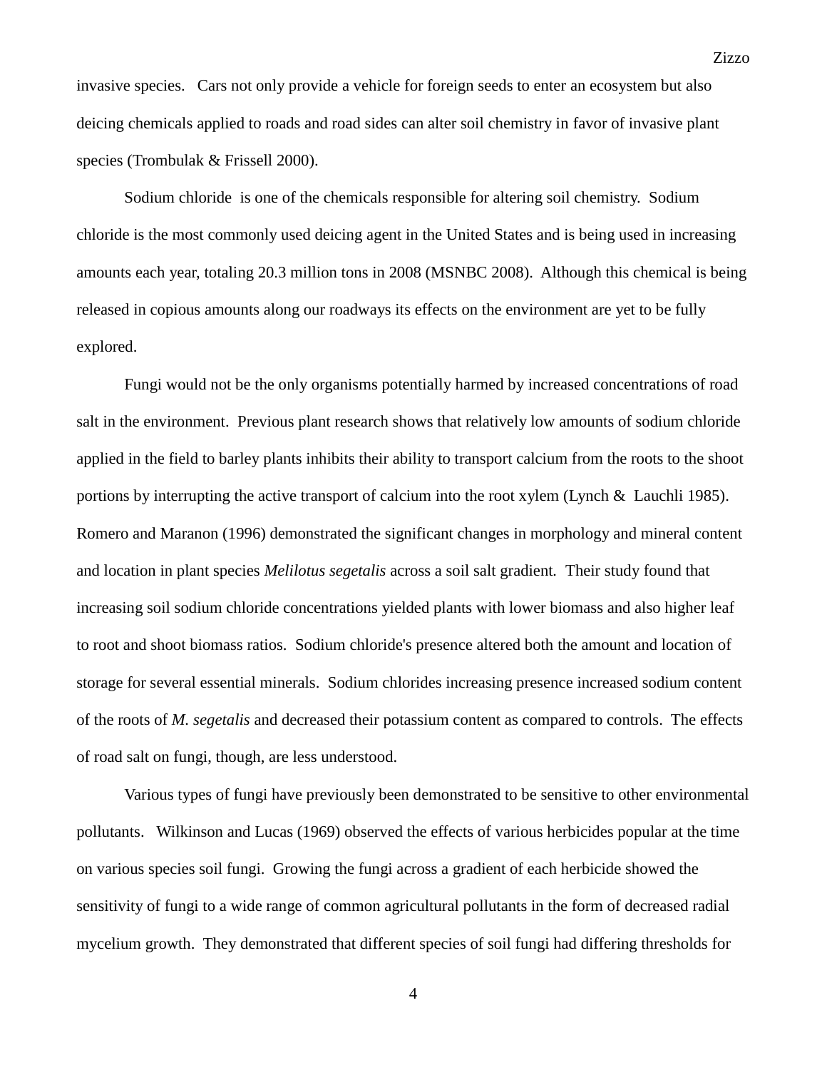invasive species. Cars not only provide a vehicle for foreign seeds to enter an ecosystem but also deicing chemicals applied to roads and road sides can alter soil chemistry in favor of invasive plant species (Trombulak & Frissell 2000).

Sodium chloride is one of the chemicals responsible for altering soil chemistry. Sodium chloride is the most commonly used deicing agent in the United States and is being used in increasing amounts each year, totaling 20.3 million tons in 2008 (MSNBC 2008). Although this chemical is being released in copious amounts along our roadways its effects on the environment are yet to be fully explored.

Fungi would not be the only organisms potentially harmed by increased concentrations of road salt in the environment. Previous plant research shows that relatively low amounts of sodium chloride applied in the field to barley plants inhibits their ability to transport calcium from the roots to the shoot portions by interrupting the active transport of calcium into the root xylem (Lynch & Lauchli 1985). Romero and Maranon (1996) demonstrated the significant changes in morphology and mineral content and location in plant species *Melilotus segetalis* across a soil salt gradient. Their study found that increasing soil sodium chloride concentrations yielded plants with lower biomass and also higher leaf to root and shoot biomass ratios. Sodium chloride's presence altered both the amount and location of storage for several essential minerals. Sodium chlorides increasing presence increased sodium content of the roots of *M. segetalis* and decreased their potassium content as compared to controls. The effects of road salt on fungi, though, are less understood.

Various types of fungi have previously been demonstrated to be sensitive to other environmental pollutants. Wilkinson and Lucas (1969) observed the effects of various herbicides popular at the time on various species soil fungi. Growing the fungi across a gradient of each herbicide showed the sensitivity of fungi to a wide range of common agricultural pollutants in the form of decreased radial mycelium growth. They demonstrated that different species of soil fungi had differing thresholds for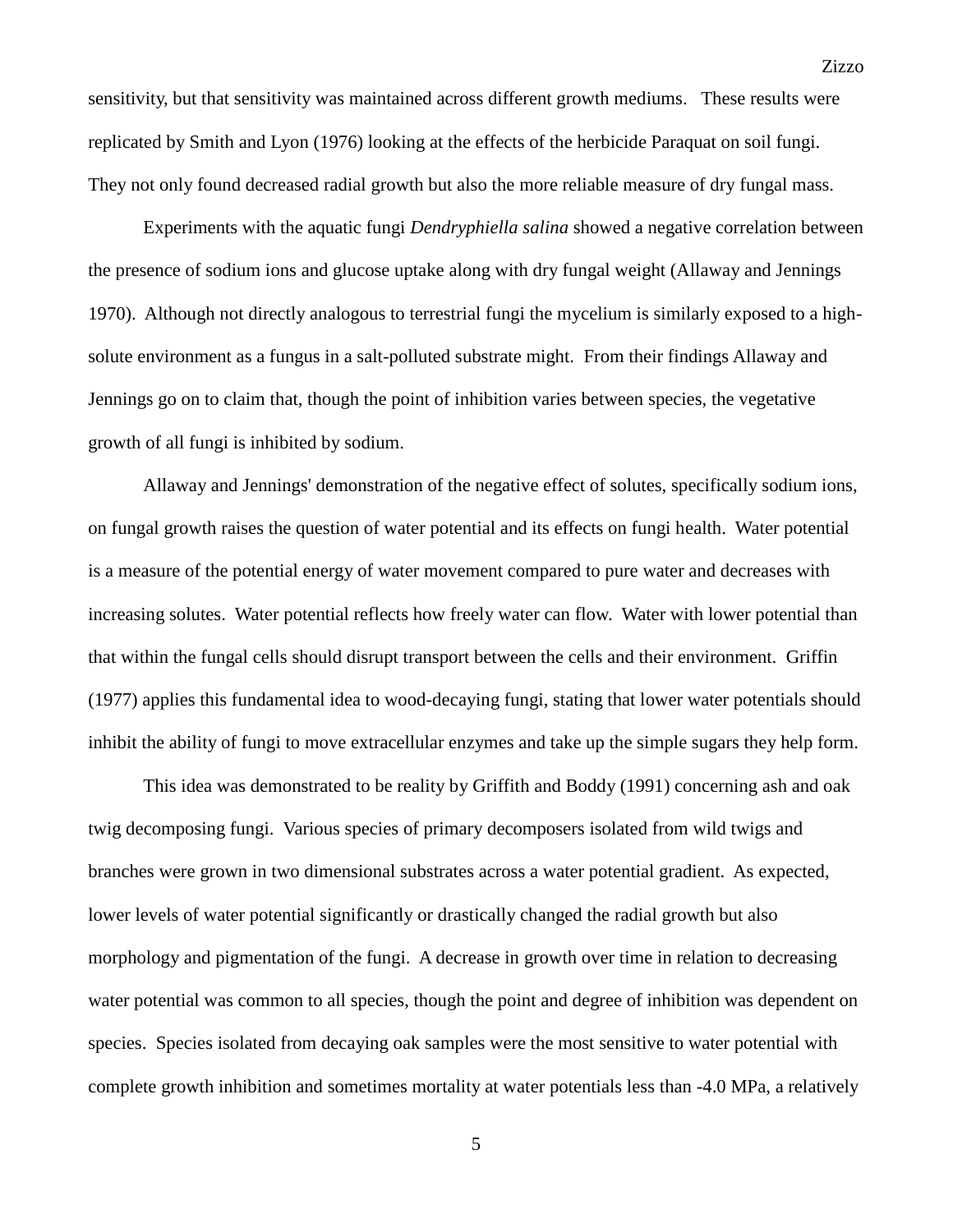sensitivity, but that sensitivity was maintained across different growth mediums. These results were replicated by Smith and Lyon (1976) looking at the effects of the herbicide Paraquat on soil fungi. They not only found decreased radial growth but also the more reliable measure of dry fungal mass.

Experiments with the aquatic fungi *Dendryphiella salina* showed a negative correlation between the presence of sodium ions and glucose uptake along with dry fungal weight (Allaway and Jennings 1970). Although not directly analogous to terrestrial fungi the mycelium is similarly exposed to a high-solute environment as a fungus in a salt-polluted substrate might. From their findings Allaway and Jennings go on to claim that, though the point of inhibition varies between species, the vegetative growth of all fungi is inhibited by sodium.

Allaway and Jennings' demonstration of the negative effect of solutes, specifically sodium ions, on fungal growth raises the question of water potential and its effects on fungi health. Water potential is a measure of the potential energy of water movement compared to pure water and decreases with increasing solutes. Water potential reflects how freely water can flow. Water with lower potential than that within the fungal cells should disrupt transport between the cells and their environment. Griffin (1977) applies this fundamental idea to wood-decaying fungi, stating that lower water potentials should inhibit the ability of fungi to move extracellular enzymes and take up the simple sugars they help form.

This idea was demonstrated to be reality by Griffith and Boddy (1991) concerning ash and oak twig decomposing fungi. Various species of primary decomposers isolated from wild twigs and branches were grown in two dimensional substrates across a water potential gradient. As expected, lower levels of water potential significantly or drastically changed the radial growth but also morphology and pigmentation of the fungi. A decrease in growth over time in relation to decreasing water potential was common to all species, though the point and degree of inhibition was dependent on species. Species isolated from decaying oak samples were the most sensitive to water potential with complete growth inhibition and sometimes mortality at water potentials less than -4.0 MPa, a relatively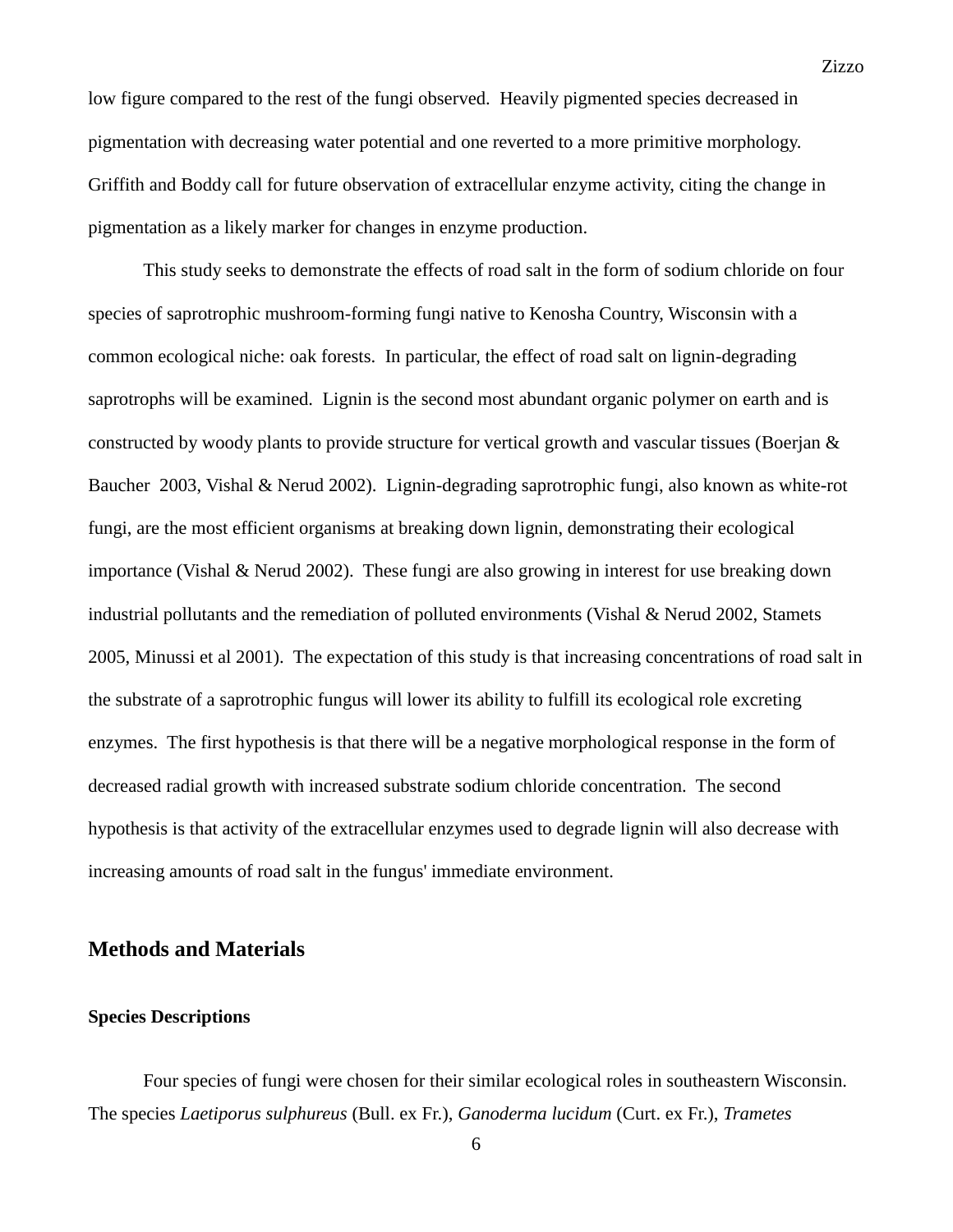low figure compared to the rest of the fungi observed. Heavily pigmented species decreased in pigmentation with decreasing water potential and one reverted to a more primitive morphology. Griffith and Boddy call for future observation of extracellular enzyme activity, citing the change in pigmentation as a likely marker for changes in enzyme production.

This study seeks to demonstrate the effects of road salt in the form of sodium chloride on four species of saprotrophic mushroom-forming fungi native to Kenosha Country, Wisconsin with a common ecological niche: oak forests. In particular, the effect of road salt on lignin-degrading saprotrophs will be examined. Lignin is the second most abundant organic polymer on earth and is constructed by woody plants to provide structure for vertical growth and vascular tissues (Boerjan & Baucher 2003, Vishal & Nerud 2002). Lignin-degrading saprotrophic fungi, also known as white-rot fungi, are the most efficient organisms at breaking down lignin, demonstrating their ecological importance (Vishal & Nerud 2002). These fungi are also growing in interest for use breaking down industrial pollutants and the remediation of polluted environments (Vishal & Nerud 2002, Stamets 2005, Minussi et al 2001). The expectation of this study is that increasing concentrations of road salt in the substrate of a saprotrophic fungus will lower its ability to fulfill its ecological role excreting enzymes. The first hypothesis is that there will be a negative morphological response in the form of decreased radial growth with increased substrate sodium chloride concentration. The second hypothesis is that activity of the extracellular enzymes used to degrade lignin will also decrease with increasing amounts of road salt in the fungus' immediate environment.

## Methods and Materials

### Species Descriptions

Four species of fungi were chosen for their similar ecological roles in southeastern Wisconsin. The species *Laetiporus sulphureus* (Bull. ex Fr.), *Ganoderma lucidum* (Curt. ex Fr.), *Trametes*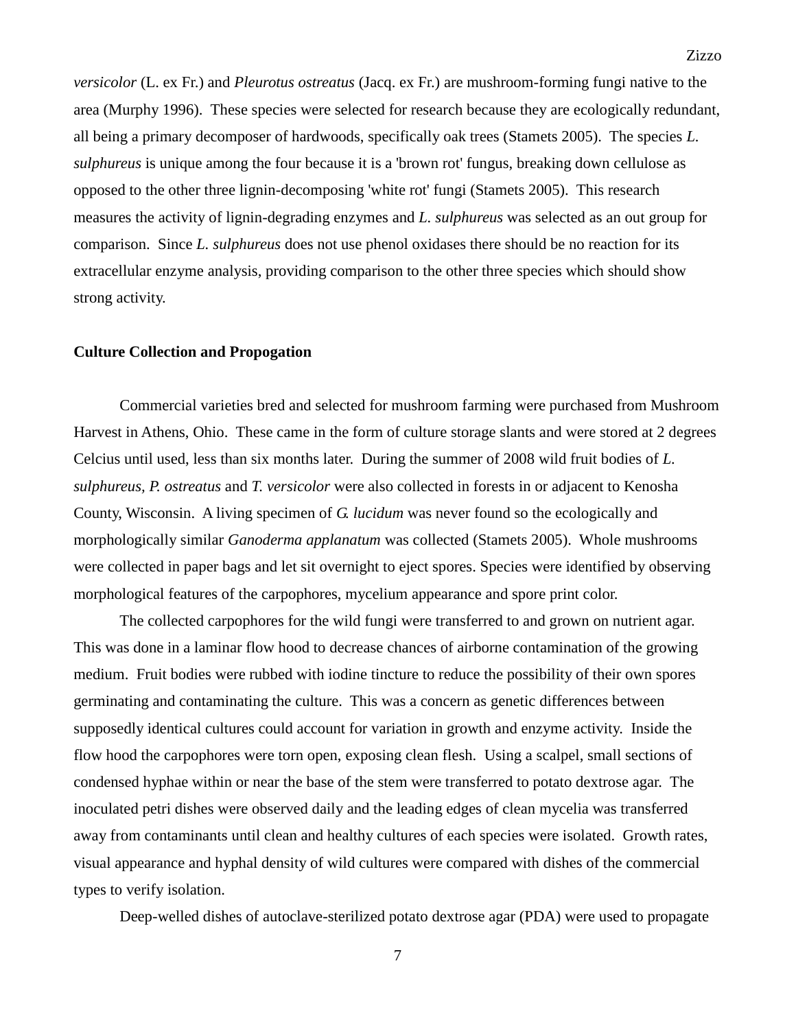*versicolor* (L. ex Fr.) and *Pleurotus ostreatus* (Jacq. ex Fr.) are mushroom-forming fungi native to the area (Murphy 1996). These species were selected for research because they are ecologically redundant, all being a primary decomposer of hardwoods, specifically oak trees (Stamets 2005). The species *L. sulphureus* is unique among the four because it is a 'brown rot' fungus, breaking down cellulose as opposed to the other three lignin-decomposing 'white rot' fungi (Stamets 2005). This research measures the activity of lignin-degrading enzymes and *L. sulphureus* was selected as an out group for comparison. Since *L. sulphureus* does not use phenol oxidases there should be no reaction for its extracellular enzyme analysis, providing comparison to the other three species which should show strong activity.

**Culture Collection and Propogation**

Commercial varieties bred and selected for mushroom farming were purchased from Mushroom Harvest in Athens, Ohio. These came in the form of culture storage slants and were stored at 2 degrees Celcius until used, less than six months later. During the summer of 2008 wild fruit bodies of *L. sulphureus, P. ostreatus* and *T. versicolor* were also collected in forests in or adjacent to Kenosha County, Wisconsin. A living specimen of *G. lucidum* was never found so the ecologically and morphologically similar *Ganoderma applanatum* was collected (Stamets 2005). Whole mushrooms were collected in paper bags and let sit overnight to eject spores. Species were identified by observing morphological features of the carpophores, mycelium appearance and spore print color.

The collected carpophores for the wild fungi were transferred to and grown on nutrient agar. This was done in a laminar flow hood to decrease chances of airborne contamination of the growing medium. Fruit bodies were rubbed with iodine tincture to reduce the possibility of their own spores germinating and contaminating the culture. This was a concern as genetic differences between supposedly identical cultures could account for variation in growth and enzyme activity. Inside the flow hood the carpophores were torn open, exposing clean flesh. Using a scalpel, small sections of condensed hyphae within or near the base of the stem were transferred to potato dextrose agar. The inoculated petri dishes were observed daily and the leading edges of clean mycelia was transferred away from contaminants until clean and healthy cultures of each species were isolated. Growth rates, visual appearance and hyphal density of wild cultures were compared with dishes of the commercial types to verify isolation.

Deep-welled dishes of autoclave-sterilized potato dextrose agar (PDA) were used to propagate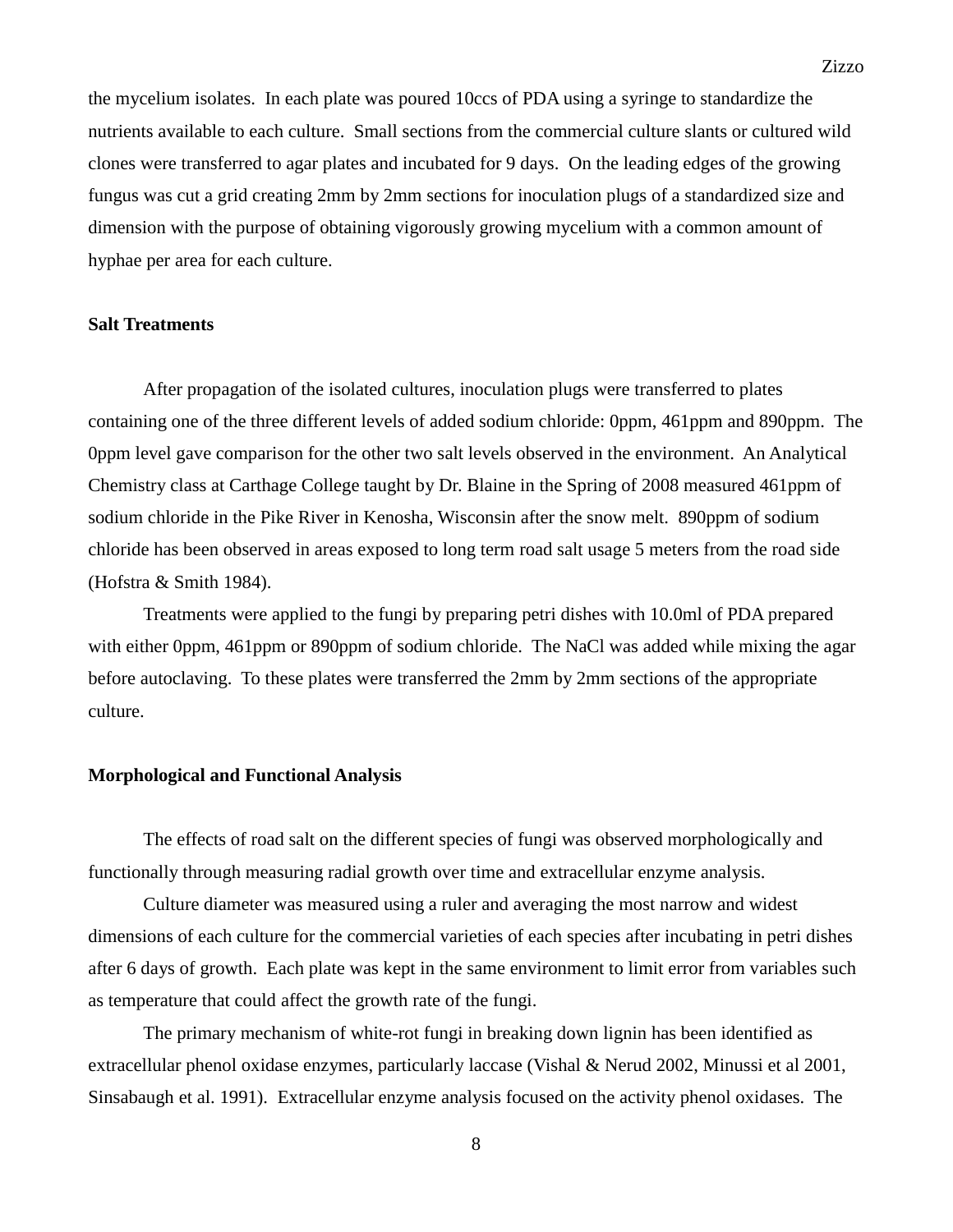the mycelium isolates. In each plate was poured 10ccs of PDA using a syringe to standardize the nutrients available to each culture. Small sections from the commercial culture slants or cultured wild clones were transferred to agar plates and incubated for 9 days. On the leading edges of the growing fungus was cut a grid creating 2mm by 2mm sections for inoculation plugs of a standardized size and dimension with the purpose of obtaining vigorously growing mycelium with a common amount of hyphae per area for each culture.

**Salt Treatments**

After propagation of the isolated cultures, inoculation plugs were transferred to plates containing one of the three different levels of added sodium chloride: 0ppm, 461ppm and 890ppm. The 0ppm level gave comparison for the other two salt levels observed in the environment. An Analytical Chemistry class at Carthage College taught by Dr. Blaine in the Spring of 2008 measured 461ppm of sodium chloride in the Pike River in Kenosha, Wisconsin after the snow melt. 890ppm of sodium chloride has been observed in areas exposed to long term road salt usage 5 meters from the road side (Hofstra & Smith 1984).

Treatments were applied to the fungi by preparing petri dishes with 10.0ml of PDA prepared with either 0ppm, 461ppm or 890ppm of sodium chloride. The NaCl was added while mixing the agar before autoclaving. To these plates were transferred the 2mm by 2mm sections of the appropriate culture.

**Morphological and Functional Analysis**

The effects of road salt on the different species of fungi was observed morphologically and functionally through measuring radial growth over time and extracellular enzyme analysis.

Culture diameter was measured using a ruler and averaging the most narrow and widest dimensions of each culture for the commercial varieties of each species after incubating in petri dishes after 6 days of growth. Each plate was kept in the same environment to limit error from variables such as temperature that could affect the growth rate of the fungi.

The primary mechanism of white-rot fungi in breaking down lignin has been identified as extracellular phenol oxidase enzymes, particularly laccase (Vishal & Nerud 2002, Minussi et al 2001, Sinsabaugh et al. 1991). Extracellular enzyme analysis focused on the activity phenol oxidases. The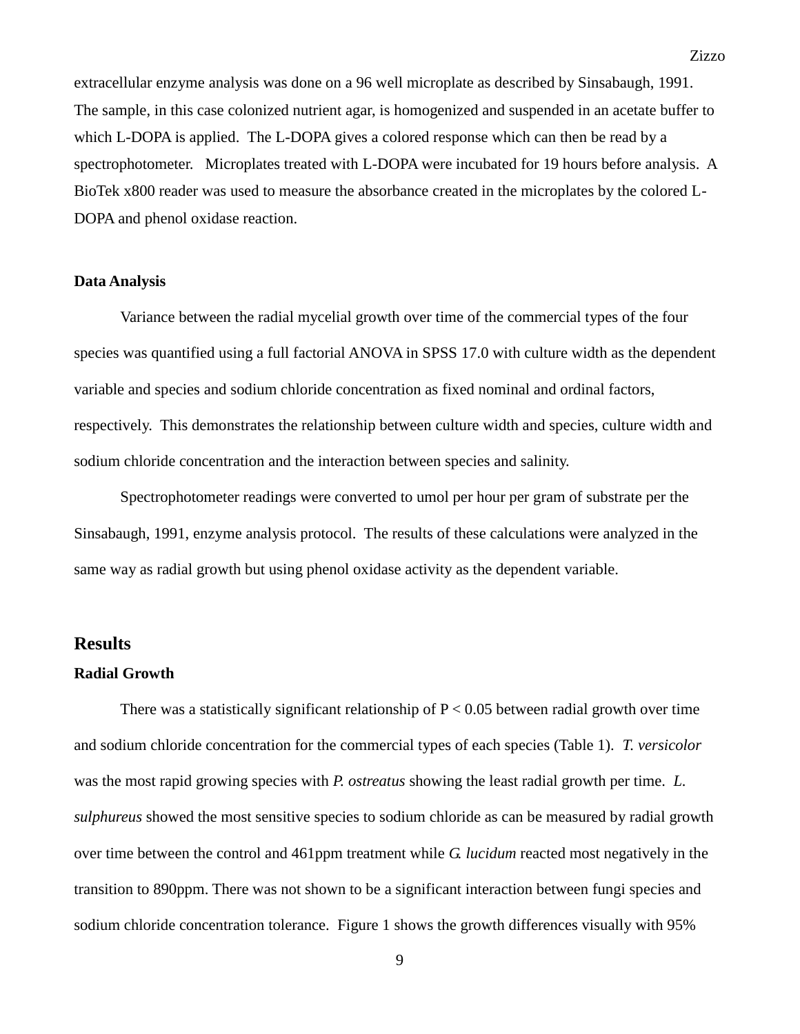extracellular enzyme analysis was done on a 96 well microplate as described by Sinsabaugh, 1991. The sample, in this case colonized nutrient agar, is homogenized and suspended in an acetate buffer to which L-DOPA is applied. The L-DOPA gives a colored response which can then be read by a spectrophotometer. Microplates treated with L-DOPA were incubated for 19 hours before analysis. A BioTek x800 reader was used to measure the absorbance created in the microplates by the colored L-DOPA and phenol oxidase reaction.

### Data Analysis

Variance between the radial mycelial growth over time of the commercial types of the four species was quantified using a full factorial ANOVA in SPSS 17.0 with culture width as the dependent variable and species and sodium chloride concentration as fixed nominal and ordinal factors, respectively. This demonstrates the relationship between culture width and species, culture width and sodium chloride concentration and the interaction between species and salinity.

Spectrophotometer readings were converted to umol per hour per gram of substrate per the Sinsabaugh, 1991, enzyme analysis protocol. The results of these calculations were analyzed in the same way as radial growth but using phenol oxidase activity as the dependent variable.

## Results

### Radial Growth

There was a statistically significant relationship of $P < 0.05$ between radial growth over time and sodium chloride concentration for the commercial types of each species (Table 1). *T. versicolor* was the most rapid growing species with *P. ostreatus* showing the least radial growth per time. *L. sulphureus* showed the most sensitive species to sodium chloride as can be measured by radial growth over time between the control and 461ppm treatment while *G. lucidum* reacted most negatively in the transition to 890ppm. There was not shown to be a significant interaction between fungi species and sodium chloride concentration tolerance. Figure 1 shows the growth differences visually with 95%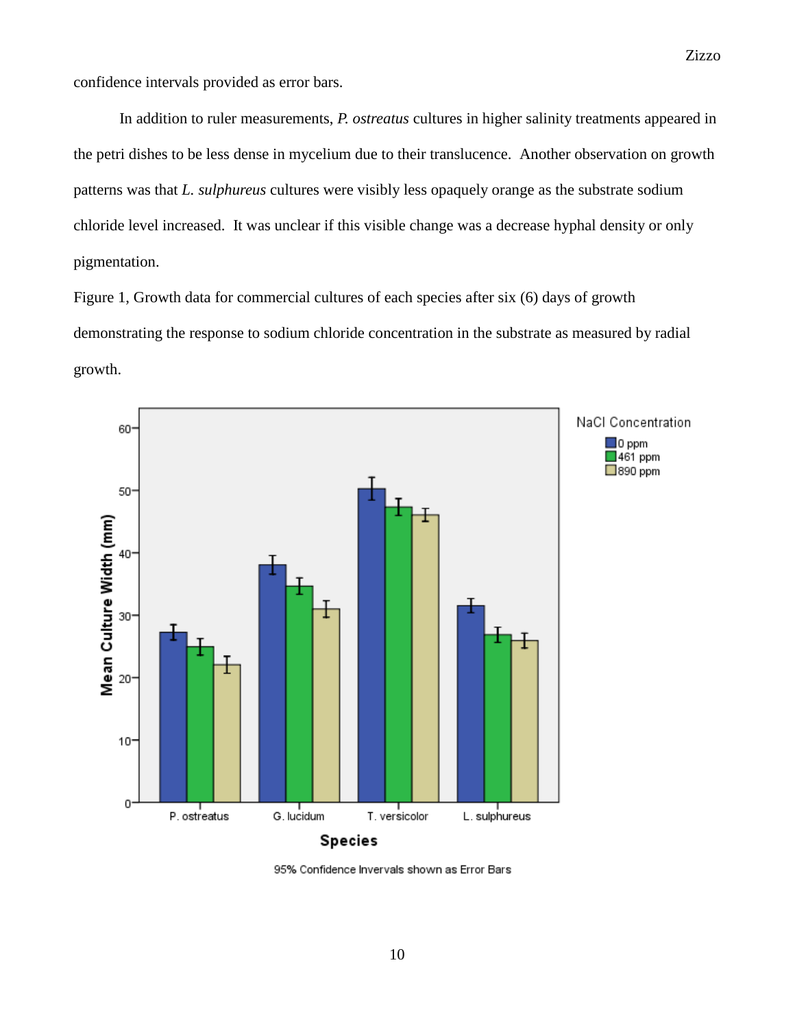confidence intervals provided as error bars.

In addition to ruler measurements, *P. ostreatus* cultures in higher salinity treatments appeared in the petri dishes to be less dense in mycelium due to their translucence. Another observation on growth patterns was that *L. sulphureus* cultures were visibly less opaquely orange as the substrate sodium chloride level increased. It was unclear if this visible change was a decrease hyphal density or only pigmentation.

Figure 1, Growth data for commercial cultures of each species after six (6) days of growth demonstrating the response to sodium chloride concentration in the substrate as measured by radial growth.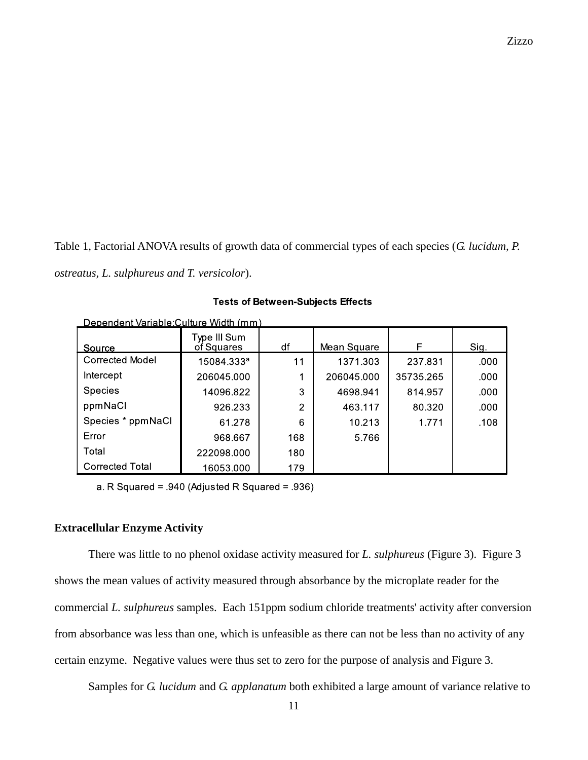Table 1, Factorial ANOVA results of growth data of commercial types of each species (*G. lucidum, P. ostreatus, L. sulphureus and T. versicolor*).

**Tests of Between-Subjects Effects**

Dependent Variable:Culture Width (mm)

| Source | Type III Sum of Squares | df | Mean Square | F | Sig. |
|---|---|---|---|---|---|
| Corrected Model | 15084.333[a] | 11 | 1371.303 | 237.831 | .000 |
| Intercept | 206045.000 | 1 | 206045.000 | 35735.265 | .000 |
| Species | 14096.822 | 3 | 4698.941 | 814.957 | .000 |
| ppmNaCl | 926.233 | 2 | 463.117 | 80.320 | .000 |
| Species * ppmNaCl | 61.278 | 6 | 10.213 | 1.771 | .108 |
| Error | 968.667 | 168 | 5.766 | | |
| Total | 222098.000 | 180 | | | |
| Corrected Total | 16053.000 | 179 | | | |

a. R Squared = .940 (Adjusted R Squared = .936)

**Extracellular Enzyme Activity**

There was little to no phenol oxidase activity measured for *L. sulphureus* (Figure 3). Figure 3 shows the mean values of activity measured through absorbance by the microplate reader for the commercial *L. sulphureus* samples. Each 151ppm sodium chloride treatments' activity after conversion from absorbance was less than one, which is unfeasible as there can not be less than no activity of any certain enzyme. Negative values were thus set to zero for the purpose of analysis and Figure 3.

Samples for *G. lucidum* and *G. applanatum* both exhibited a large amount of variance relative to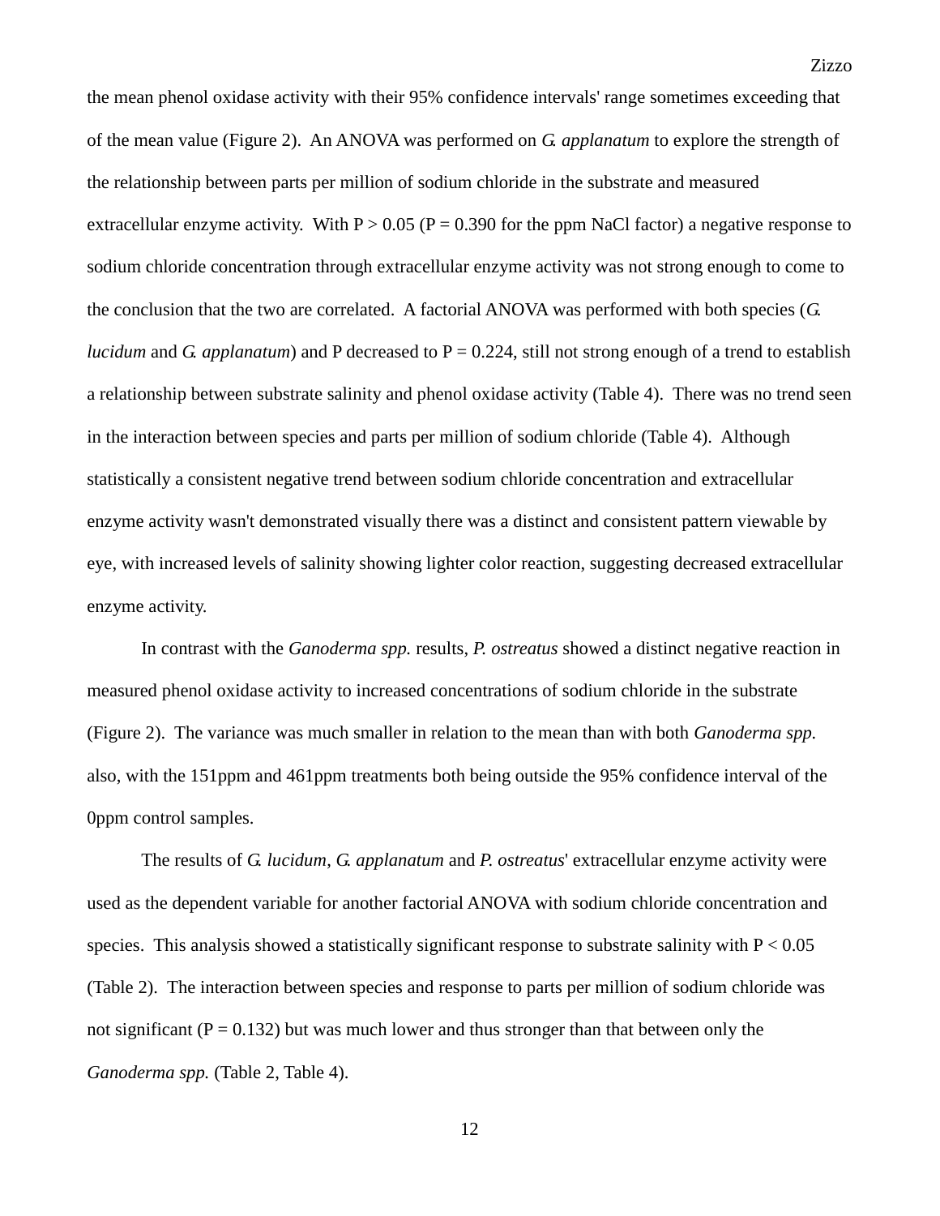the mean phenol oxidase activity with their 95% confidence intervals' range sometimes exceeding that of the mean value (Figure 2). An ANOVA was performed on *G. applanatum* to explore the strength of the relationship between parts per million of sodium chloride in the substrate and measured extracellular enzyme activity. With $P > 0.05$ ($P = 0.390$ for the ppm NaCl factor) a negative response to sodium chloride concentration through extracellular enzyme activity was not strong enough to come to the conclusion that the two are correlated. A factorial ANOVA was performed with both species (*G. lucidum* and *G. applanatum*) and P decreased to $P = 0.224$, still not strong enough of a trend to establish a relationship between substrate salinity and phenol oxidase activity (Table 4). There was no trend seen in the interaction between species and parts per million of sodium chloride (Table 4). Although statistically a consistent negative trend between sodium chloride concentration and extracellular enzyme activity wasn't demonstrated visually there was a distinct and consistent pattern viewable by eye, with increased levels of salinity showing lighter color reaction, suggesting decreased extracellular enzyme activity.

In contrast with the *Ganoderma spp.* results, *P. ostreatus* showed a distinct negative reaction in measured phenol oxidase activity to increased concentrations of sodium chloride in the substrate (Figure 2). The variance was much smaller in relation to the mean than with both *Ganoderma spp.* also, with the 151ppm and 461ppm treatments both being outside the 95% confidence interval of the 0ppm control samples.

The results of *G. lucidum*, *G. applanatum* and *P. ostreatus*' extracellular enzyme activity were used as the dependent variable for another factorial ANOVA with sodium chloride concentration and species. This analysis showed a statistically significant response to substrate salinity with $P < 0.05$ (Table 2). The interaction between species and response to parts per million of sodium chloride was not significant ($P = 0.132$) but was much lower and thus stronger than that between only the *Ganoderma spp.* (Table 2, Table 4).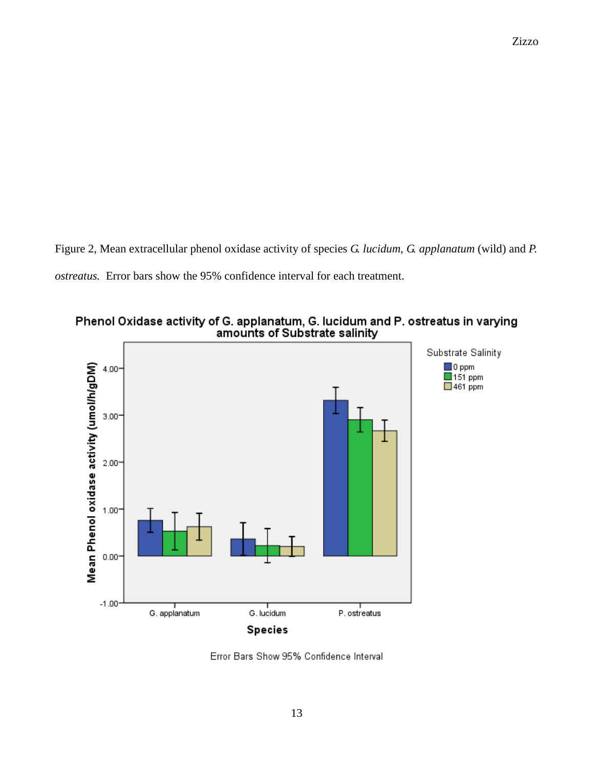Figure 2, Mean extracellular phenol oxidase activity of species *G. lucidum*, *G. applanatum* (wild) and *P. ostreatus.* Error bars show the 95% confidence interval for each treatment.

**Phenol Oxidase activity of G. applanatum, G. lucidum and P. ostreatus in varying amounts of Substrate salinity**

Error Bars Show 95% Confidence Interval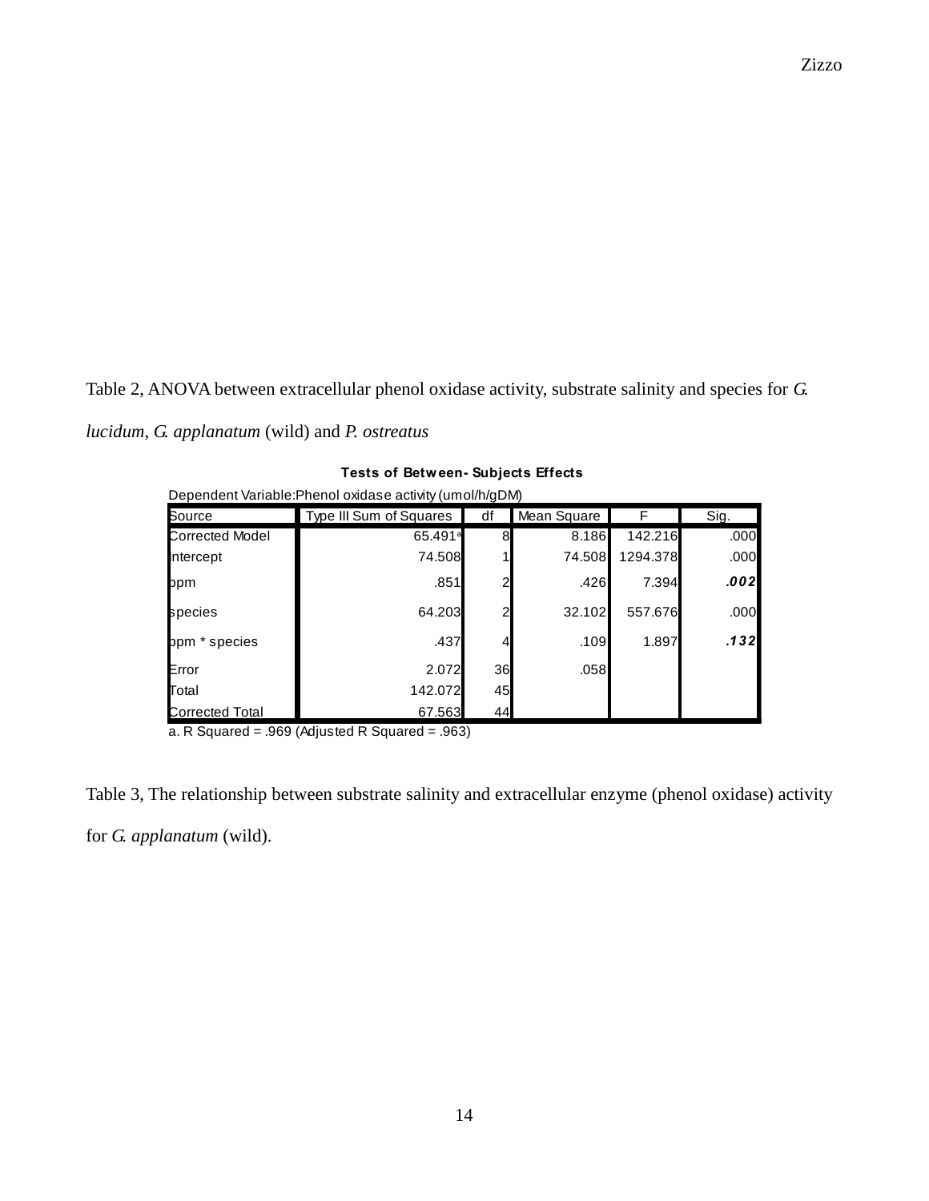Table 2, ANOVA between extracellular phenol oxidase activity, substrate salinity and species for *G. lucidum*, *G. applanatum* (wild) and *P. ostreatus*

**Tests of Between-Subjects Effects**

Dependent Variable:Phenol oxidase activity (umol/h/gDM)

| Source | Type III Sum of Squares | df | Mean Square | F | Sig. |
|---|---|---|---|---|---|
| Corrected Model | 65.491[a] | 8 | 8.186 | 142.216 | .000 |
| Intercept | 74.508 | 1 | 74.508 | 1294.378 | .000 |
| ppm | .851 | 2 | .426 | 7.394 | ***.002*** |
| species | 64.203 | 2 | 32.102 | 557.676 | .000 |
| ppm * species | .437 | 4 | .109 | 1.897 | ***.132*** |
| Error | 2.072 | 36 | .058 | | |
| Total | 142.072 | 45 | | | |
| Corrected Total | 67.563 | 44 | | | |

a. R Squared = .969 (Adjusted R Squared = .963)

Table 3, The relationship between substrate salinity and extracellular enzyme (phenol oxidase) activity for *G. applanatum* (wild).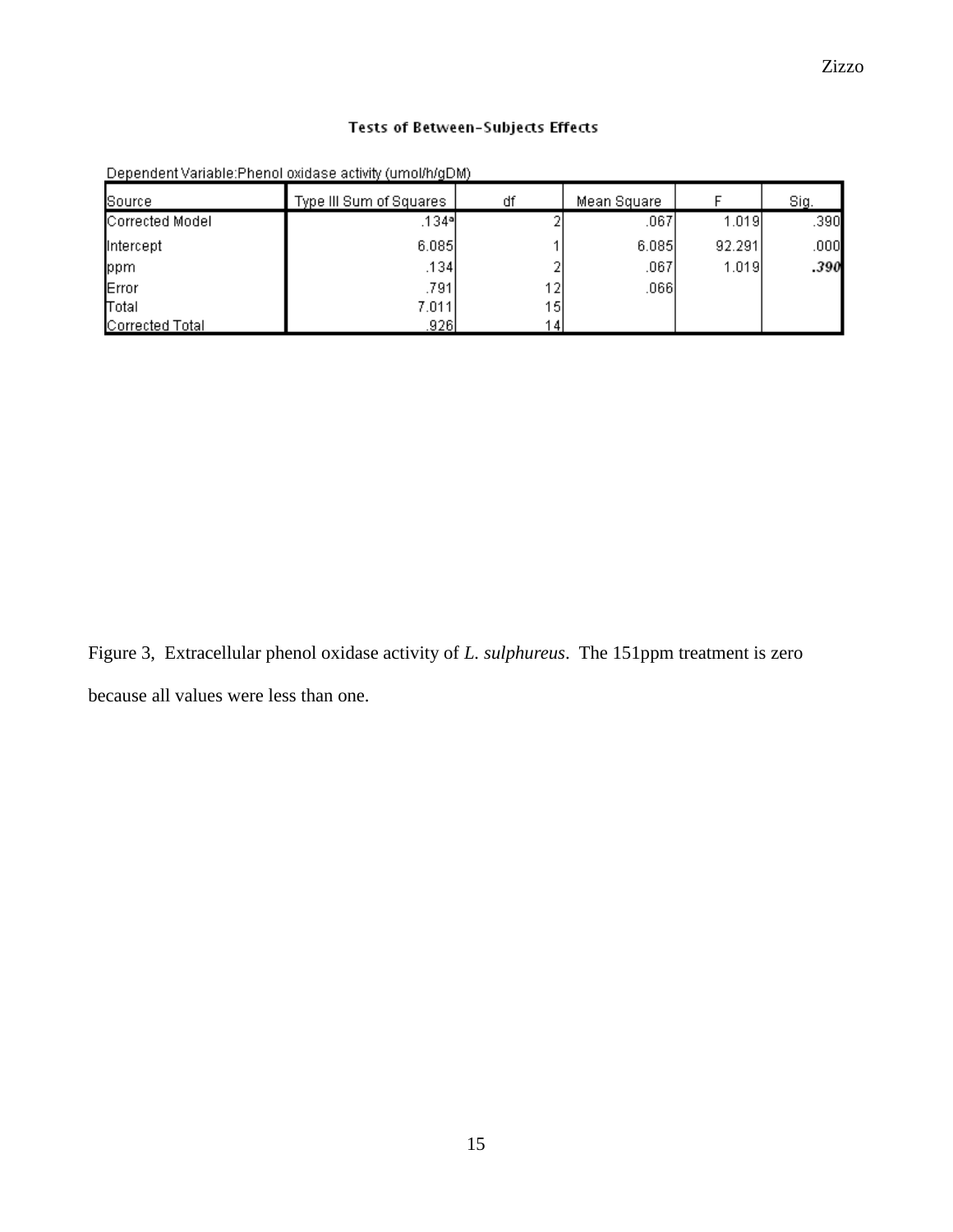**Tests of Between-Subjects Effects**

Dependent Variable:Phenol oxidase activity (umol/h/gDM)

| Source | Type III Sum of Squares | df | Mean Square | F | Sig. |
|---|---|---|---|---|---|
| Corrected Model | .134[a] | 2 | .067 | 1.019 | .390 |
| Intercept | 6.085 | 1 | 6.085 | 92.291 | .000 |
| ppm | .134 | 2 | .067 | 1.019 | ***.390*** |
| Error | .791 | 12 | .066 | | |
| Total | 7.011 | 15 | | | |
| Corrected Total | .926 | 14 | | | |

Figure 3, Extracellular phenol oxidase activity of *L. sulphureus*. The 151ppm treatment is zero because all values were less than one.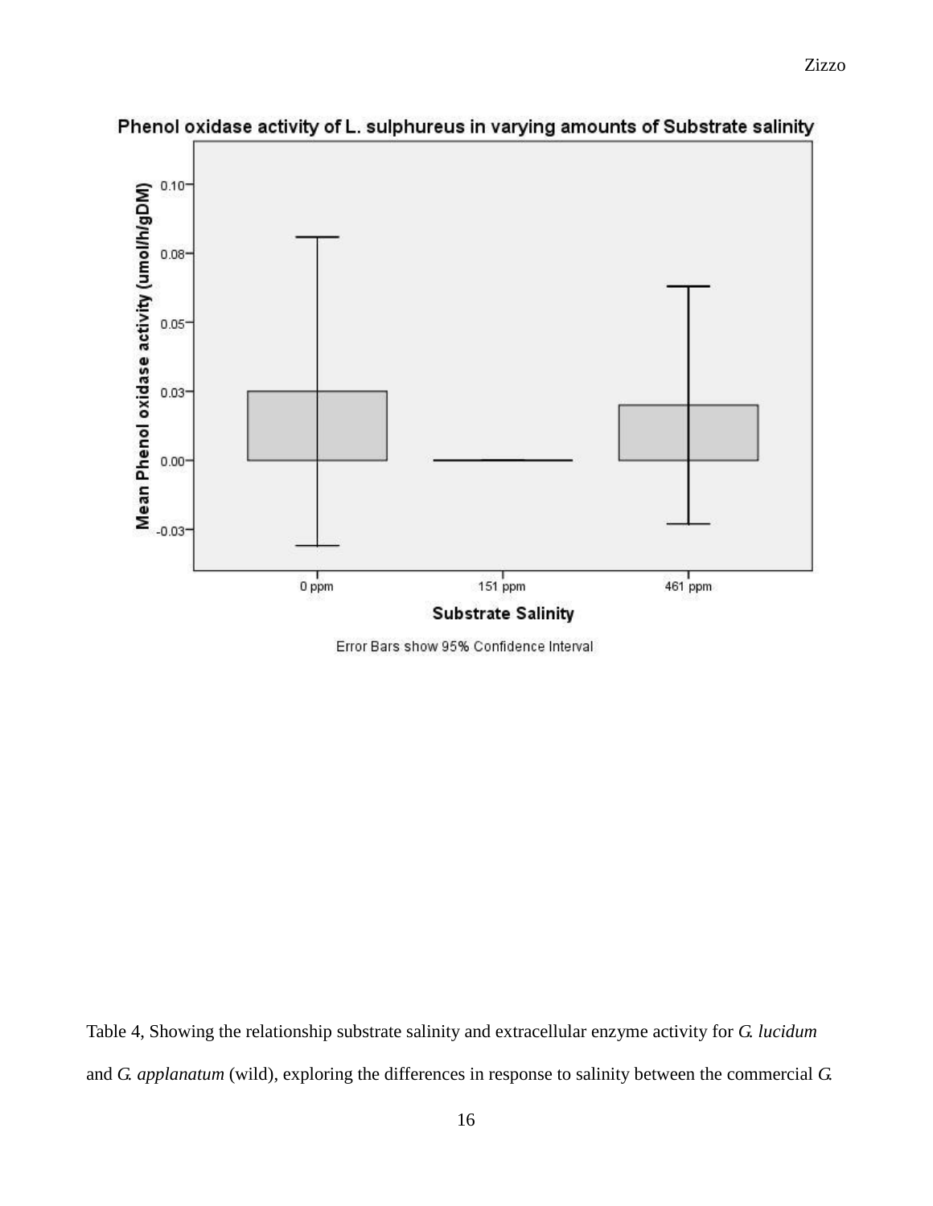Table 4, Showing the relationship substrate salinity and extracellular enzyme activity for *G. lucidum* and *G. applanatum* (wild), exploring the differences in response to salinity between the commercial *G.*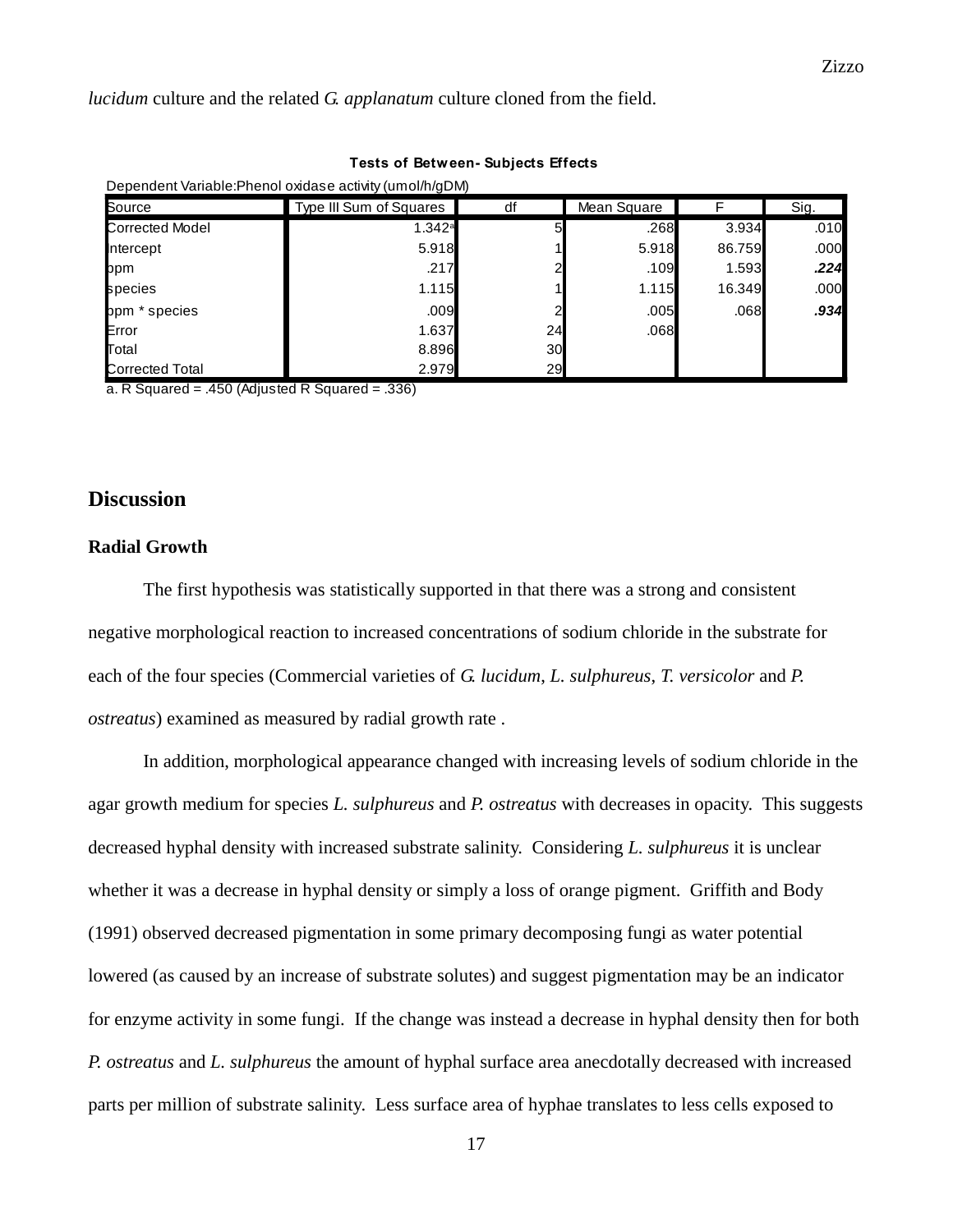*lucidum* culture and the related *G. applanatum* culture cloned from the field.

**Tests of Between- Subjects Effects**

Dependent Variable:Phenol oxidase activity (umol/h/gDM)

| Source | Type III Sum of Squares | df | Mean Square | F | Sig. |
|---|---|---|---|---|---|
| Corrected Model | 1.342[a] | 5 | .268 | 3.934 | .010 |
| Intercept | 5.918 | 1 | 5.918 | 86.759 | .000 |
| ppm | .217 | 2 | .109 | 1.593 | ***.224*** |
| species | 1.115 | 1 | 1.115 | 16.349 | .000 |
| ppm * species | .009 | 2 | .005 | .068 | ***.934*** |
| Error | 1.637 | 24 | .068 | | |
| Total | 8.896 | 30 | | | |
| Corrected Total | 2.979 | 29 | | | |

a. R Squared = .450 (Adjusted R Squared = .336)

## Discussion

### Radial Growth

The first hypothesis was statistically supported in that there was a strong and consistent negative morphological reaction to increased concentrations of sodium chloride in the substrate for each of the four species (Commercial varieties of *G. lucidum*, *L. sulphureus*, *T. versicolor* and *P. ostreatus*) examined as measured by radial growth rate .

In addition, morphological appearance changed with increasing levels of sodium chloride in the agar growth medium for species *L. sulphureus* and *P. ostreatus* with decreases in opacity. This suggests decreased hyphal density with increased substrate salinity. Considering *L. sulphureus* it is unclear whether it was a decrease in hyphal density or simply a loss of orange pigment. Griffith and Body (1991) observed decreased pigmentation in some primary decomposing fungi as water potential lowered (as caused by an increase of substrate solutes) and suggest pigmentation may be an indicator for enzyme activity in some fungi. If the change was instead a decrease in hyphal density then for both *P. ostreatus* and *L. sulphureus* the amount of hyphal surface area anecdotally decreased with increased parts per million of substrate salinity. Less surface area of hyphae translates to less cells exposed to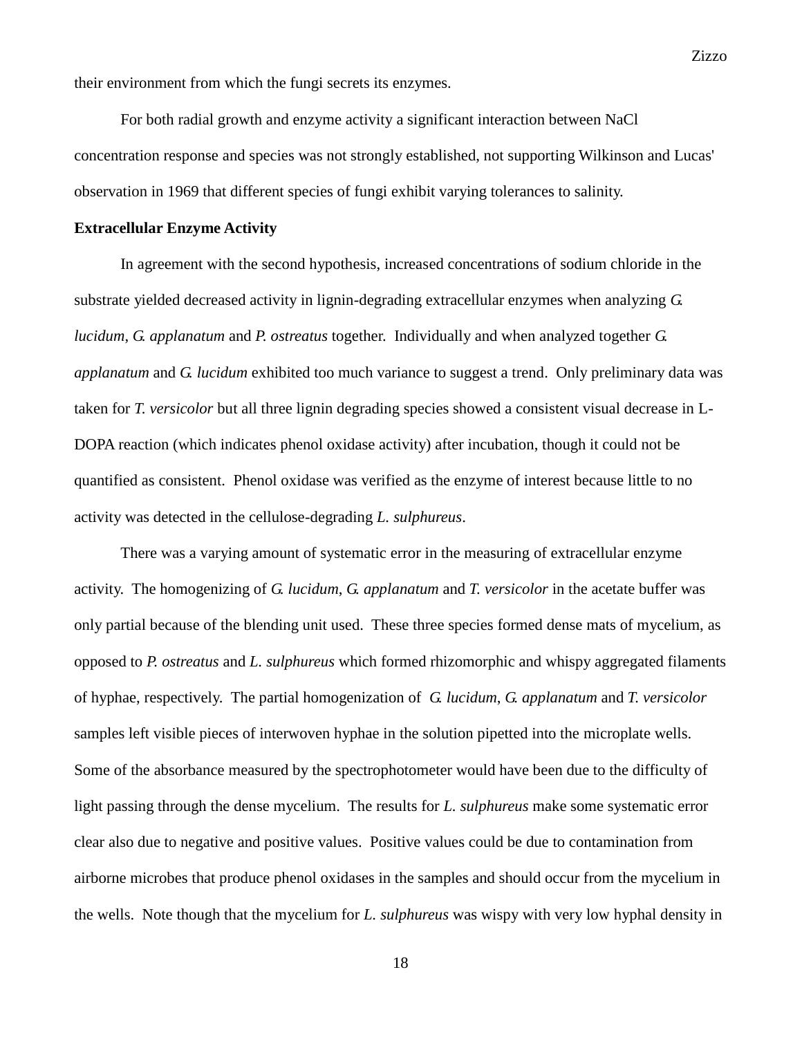their environment from which the fungi secrets its enzymes.

For both radial growth and enzyme activity a significant interaction between NaCl concentration response and species was not strongly established, not supporting Wilkinson and Lucas' observation in 1969 that different species of fungi exhibit varying tolerances to salinity.

**Extracellular Enzyme Activity**

In agreement with the second hypothesis, increased concentrations of sodium chloride in the substrate yielded decreased activity in lignin-degrading extracellular enzymes when analyzing *G. lucidum*, *G. applanatum* and *P. ostreatus* together. Individually and when analyzed together *G. applanatum* and *G. lucidum* exhibited too much variance to suggest a trend. Only preliminary data was taken for *T. versicolor* but all three lignin degrading species showed a consistent visual decrease in L-DOPA reaction (which indicates phenol oxidase activity) after incubation, though it could not be quantified as consistent. Phenol oxidase was verified as the enzyme of interest because little to no activity was detected in the cellulose-degrading *L. sulphureus*.

There was a varying amount of systematic error in the measuring of extracellular enzyme activity. The homogenizing of *G. lucidum*, *G. applanatum* and *T. versicolor* in the acetate buffer was only partial because of the blending unit used. These three species formed dense mats of mycelium, as opposed to *P. ostreatus* and *L. sulphureus* which formed rhizomorphic and whispy aggregated filaments of hyphae, respectively. The partial homogenization of *G. lucidum*, *G. applanatum* and *T. versicolor* samples left visible pieces of interwoven hyphae in the solution pipetted into the microplate wells. Some of the absorbance measured by the spectrophotometer would have been due to the difficulty of light passing through the dense mycelium. The results for *L. sulphureus* make some systematic error clear also due to negative and positive values. Positive values could be due to contamination from airborne microbes that produce phenol oxidases in the samples and should occur from the mycelium in the wells. Note though that the mycelium for *L. sulphureus* was wispy with very low hyphal density in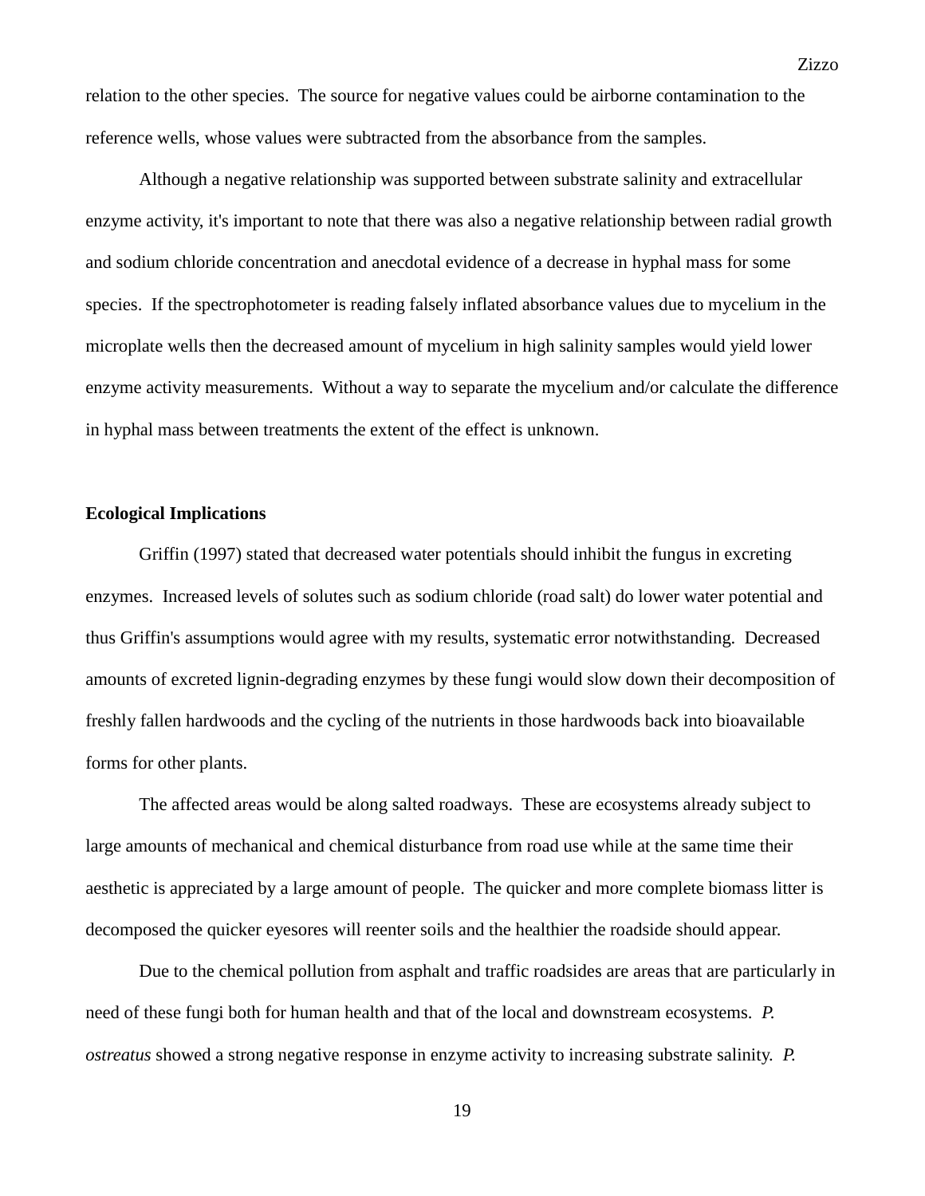relation to the other species. The source for negative values could be airborne contamination to the reference wells, whose values were subtracted from the absorbance from the samples.

Although a negative relationship was supported between substrate salinity and extracellular enzyme activity, it's important to note that there was also a negative relationship between radial growth and sodium chloride concentration and anecdotal evidence of a decrease in hyphal mass for some species. If the spectrophotometer is reading falsely inflated absorbance values due to mycelium in the microplate wells then the decreased amount of mycelium in high salinity samples would yield lower enzyme activity measurements. Without a way to separate the mycelium and/or calculate the difference in hyphal mass between treatments the extent of the effect is unknown.

**Ecological Implications**

Griffin (1997) stated that decreased water potentials should inhibit the fungus in excreting enzymes. Increased levels of solutes such as sodium chloride (road salt) do lower water potential and thus Griffin's assumptions would agree with my results, systematic error notwithstanding. Decreased amounts of excreted lignin-degrading enzymes by these fungi would slow down their decomposition of freshly fallen hardwoods and the cycling of the nutrients in those hardwoods back into bioavailable forms for other plants.

The affected areas would be along salted roadways. These are ecosystems already subject to large amounts of mechanical and chemical disturbance from road use while at the same time their aesthetic is appreciated by a large amount of people. The quicker and more complete biomass litter is decomposed the quicker eyesores will reenter soils and the healthier the roadside should appear.

Due to the chemical pollution from asphalt and traffic roadsides are areas that are particularly in need of these fungi both for human health and that of the local and downstream ecosystems. *P. ostreatus* showed a strong negative response in enzyme activity to increasing substrate salinity. *P.*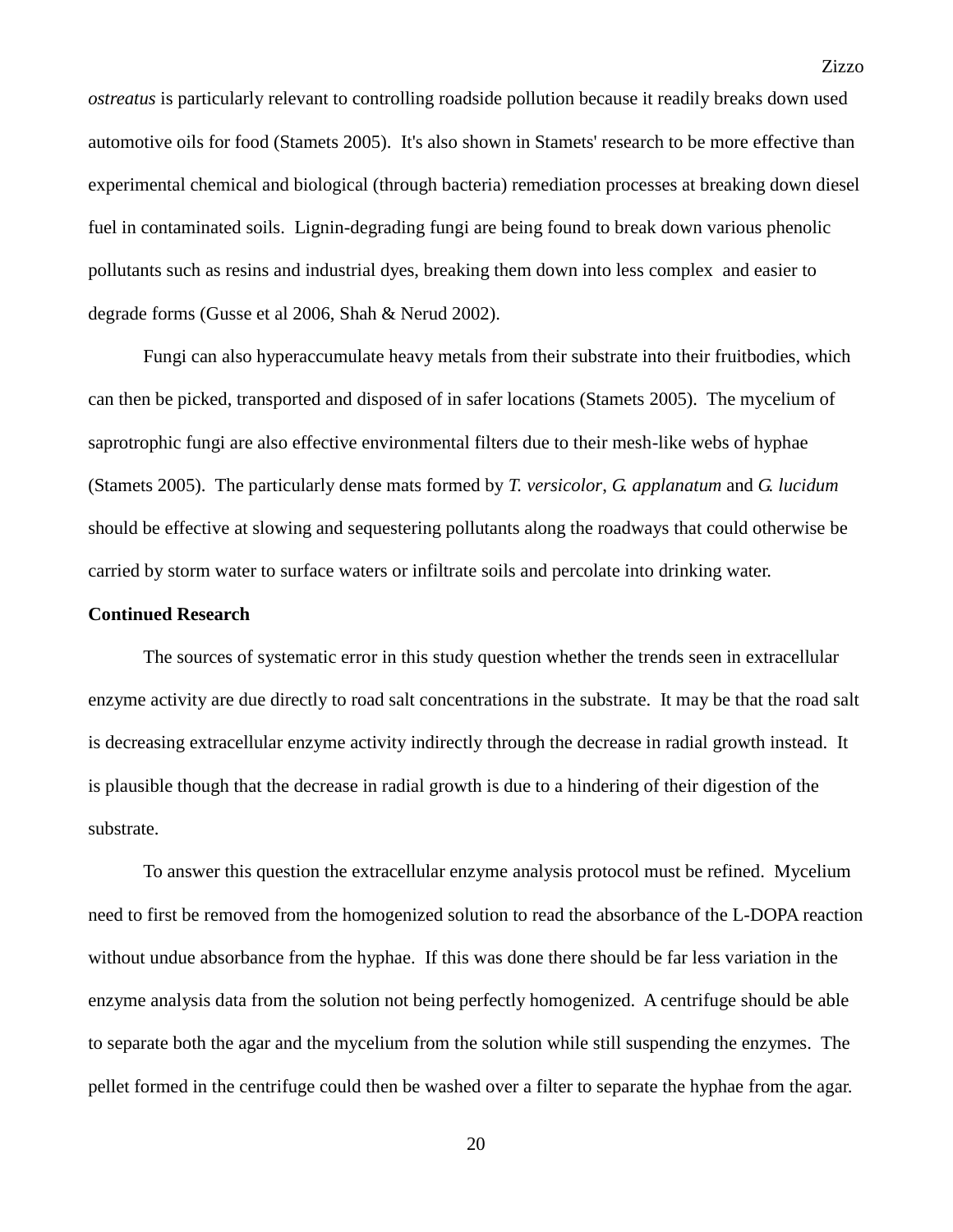*ostreatus* is particularly relevant to controlling roadside pollution because it readily breaks down used automotive oils for food (Stamets 2005). It's also shown in Stamets' research to be more effective than experimental chemical and biological (through bacteria) remediation processes at breaking down diesel fuel in contaminated soils. Lignin-degrading fungi are being found to break down various phenolic pollutants such as resins and industrial dyes, breaking them down into less complex and easier to degrade forms (Gusse et al 2006, Shah & Nerud 2002).

Fungi can also hyperaccumulate heavy metals from their substrate into their fruitbodies, which can then be picked, transported and disposed of in safer locations (Stamets 2005). The mycelium of saprotrophic fungi are also effective environmental filters due to their mesh-like webs of hyphae (Stamets 2005). The particularly dense mats formed by *T. versicolor*, *G. applanatum* and *G. lucidum* should be effective at slowing and sequestering pollutants along the roadways that could otherwise be carried by storm water to surface waters or infiltrate soils and percolate into drinking water.

**Continued Research**

The sources of systematic error in this study question whether the trends seen in extracellular enzyme activity are due directly to road salt concentrations in the substrate. It may be that the road salt is decreasing extracellular enzyme activity indirectly through the decrease in radial growth instead. It is plausible though that the decrease in radial growth is due to a hindering of their digestion of the substrate.

To answer this question the extracellular enzyme analysis protocol must be refined. Mycelium need to first be removed from the homogenized solution to read the absorbance of the L-DOPA reaction without undue absorbance from the hyphae. If this was done there should be far less variation in the enzyme analysis data from the solution not being perfectly homogenized. A centrifuge should be able to separate both the agar and the mycelium from the solution while still suspending the enzymes. The pellet formed in the centrifuge could then be washed over a filter to separate the hyphae from the agar.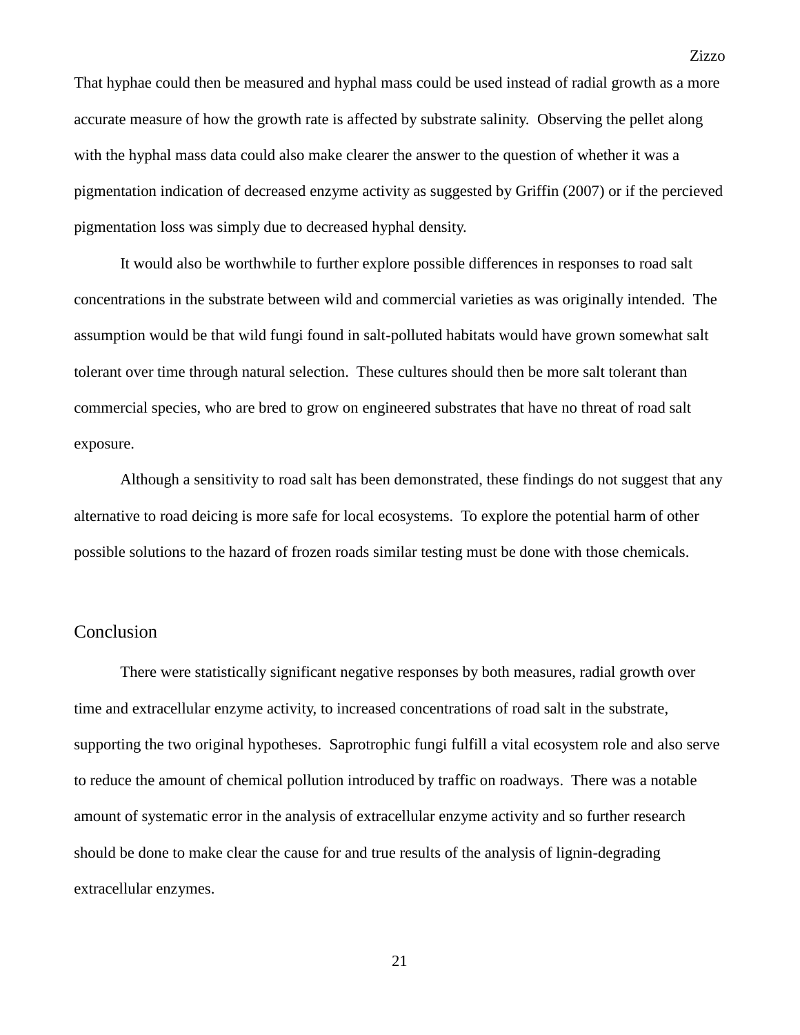That hyphae could then be measured and hyphal mass could be used instead of radial growth as a more accurate measure of how the growth rate is affected by substrate salinity.  Observing the pellet along with the hyphal mass data could also make clearer the answer to the question of whether it was a pigmentation indication of decreased enzyme activity as suggested by Griffin (2007) or if the percieved pigmentation loss was simply due to decreased hyphal density.

It would also be worthwhile to further explore possible differences in responses to road salt concentrations in the substrate between wild and commercial varieties as was originally intended.  The assumption would be that wild fungi found in salt-polluted habitats would have grown somewhat salt tolerant over time through natural selection.  These cultures should then be more salt tolerant than commercial species, who are bred to grow on engineered substrates that have no threat of road salt exposure.

Although a sensitivity to road salt has been demonstrated, these findings do not suggest that any alternative to road deicing is more safe for local ecosystems.  To explore the potential harm of other possible solutions to the hazard of frozen roads similar testing must be done with those chemicals.

## Conclusion

There were statistically significant negative responses by both measures, radial growth over time and extracellular enzyme activity, to increased concentrations of road salt in the substrate, supporting the two original hypotheses.  Saprotrophic fungi fulfill a vital ecosystem role and also serve to reduce the amount of chemical pollution introduced by traffic on roadways.  There was a notable amount of systematic error in the analysis of extracellular enzyme activity and so further research should be done to make clear the cause for and true results of the analysis of lignin-degrading extracellular enzymes.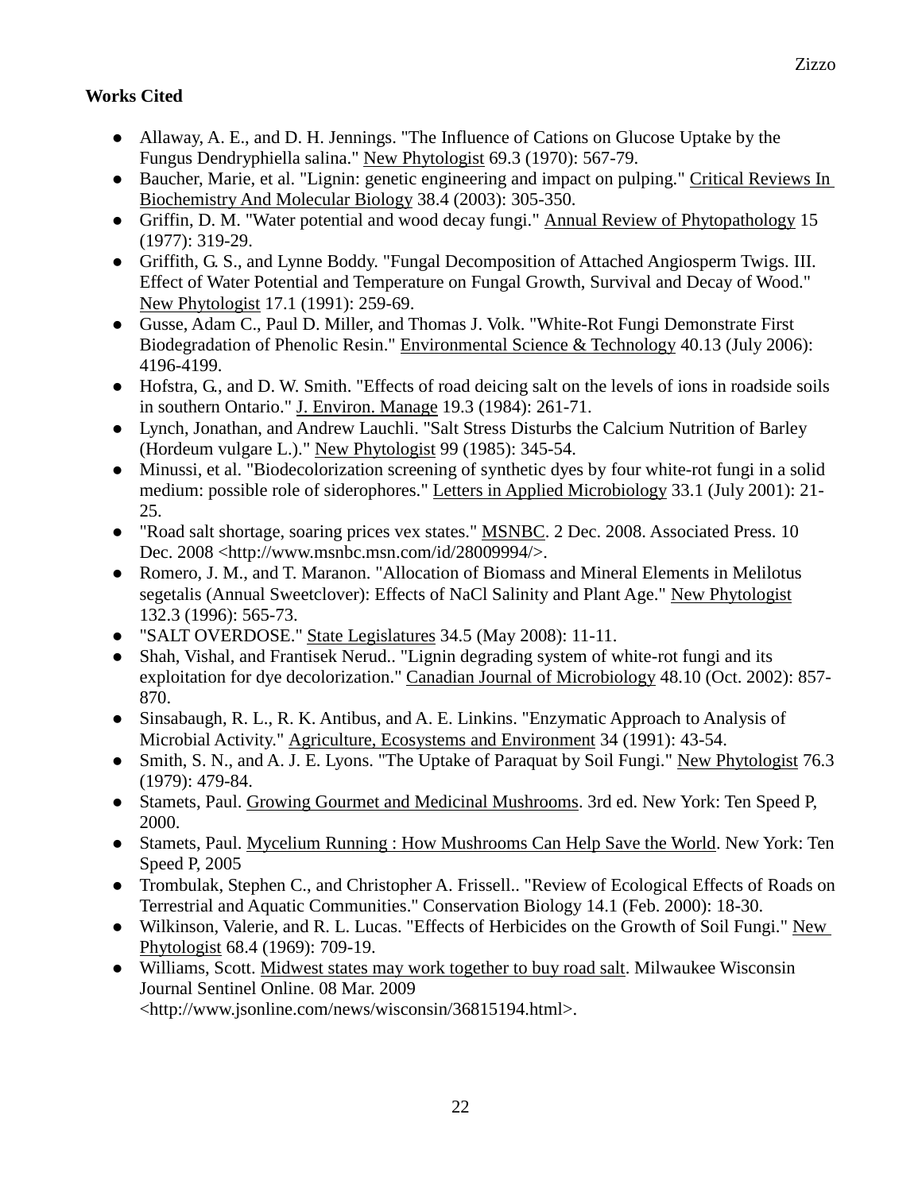**Works Cited**

- Allaway, A. E., and D. H. Jennings. "The Influence of Cations on Glucose Uptake by the Fungus Dendryphiella salina." New Phytologist 69.3 (1970): 567-79.
- Baucher, Marie, et al. "Lignin: genetic engineering and impact on pulping." Critical Reviews In Biochemistry And Molecular Biology 38.4 (2003): 305-350.
- Griffin, D. M. "Water potential and wood decay fungi." Annual Review of Phytopathology 15 (1977): 319-29.
- Griffith, G. S., and Lynne Boddy. "Fungal Decomposition of Attached Angiosperm Twigs. III. Effect of Water Potential and Temperature on Fungal Growth, Survival and Decay of Wood." New Phytologist 17.1 (1991): 259-69.
- Gusse, Adam C., Paul D. Miller, and Thomas J. Volk. "White-Rot Fungi Demonstrate First Biodegradation of Phenolic Resin." Environmental Science & Technology 40.13 (July 2006): 4196-4199.
- Hofstra, G., and D. W. Smith. "Effects of road deicing salt on the levels of ions in roadside soils in southern Ontario." J. Environ. Manage 19.3 (1984): 261-71.
- Lynch, Jonathan, and Andrew Lauchli. "Salt Stress Disturbs the Calcium Nutrition of Barley (Hordeum vulgare L.)." New Phytologist 99 (1985): 345-54.
- Minussi, et al. "Biodecolorization screening of synthetic dyes by four white-rot fungi in a solid medium: possible role of siderophores." Letters in Applied Microbiology 33.1 (July 2001): 21-25.
- "Road salt shortage, soaring prices vex states." MSNBC. 2 Dec. 2008. Associated Press. 10 Dec. 2008 <http://www.msnbc.msn.com/id/28009994/>.
- Romero, J. M., and T. Maranon. "Allocation of Biomass and Mineral Elements in Melilotus segetalis (Annual Sweetclover): Effects of NaCl Salinity and Plant Age." New Phytologist 132.3 (1996): 565-73.
- "SALT OVERDOSE." State Legislatures 34.5 (May 2008): 11-11.
- Shah, Vishal, and Frantisek Nerud.. "Lignin degrading system of white-rot fungi and its exploitation for dye decolorization." Canadian Journal of Microbiology 48.10 (Oct. 2002): 857-870.
- Sinsabaugh, R. L., R. K. Antibus, and A. E. Linkins. "Enzymatic Approach to Analysis of Microbial Activity." Agriculture, Ecosystems and Environment 34 (1991): 43-54.
- Smith, S. N., and A. J. E. Lyons. "The Uptake of Paraquat by Soil Fungi." New Phytologist 76.3 (1979): 479-84.
- Stamets, Paul. Growing Gourmet and Medicinal Mushrooms. 3rd ed. New York: Ten Speed P, 2000.
- Stamets, Paul. Mycelium Running : How Mushrooms Can Help Save the World. New York: Ten Speed P, 2005
- Trombulak, Stephen C., and Christopher A. Frissell.. "Review of Ecological Effects of Roads on Terrestrial and Aquatic Communities." Conservation Biology 14.1 (Feb. 2000): 18-30.
- Wilkinson, Valerie, and R. L. Lucas. "Effects of Herbicides on the Growth of Soil Fungi." New Phytologist 68.4 (1969): 709-19.
- Williams, Scott. Midwest states may work together to buy road salt. Milwaukee Wisconsin Journal Sentinel Online. 08 Mar. 2009 <http://www.jsonline.com/news/wisconsin/36815194.html>.